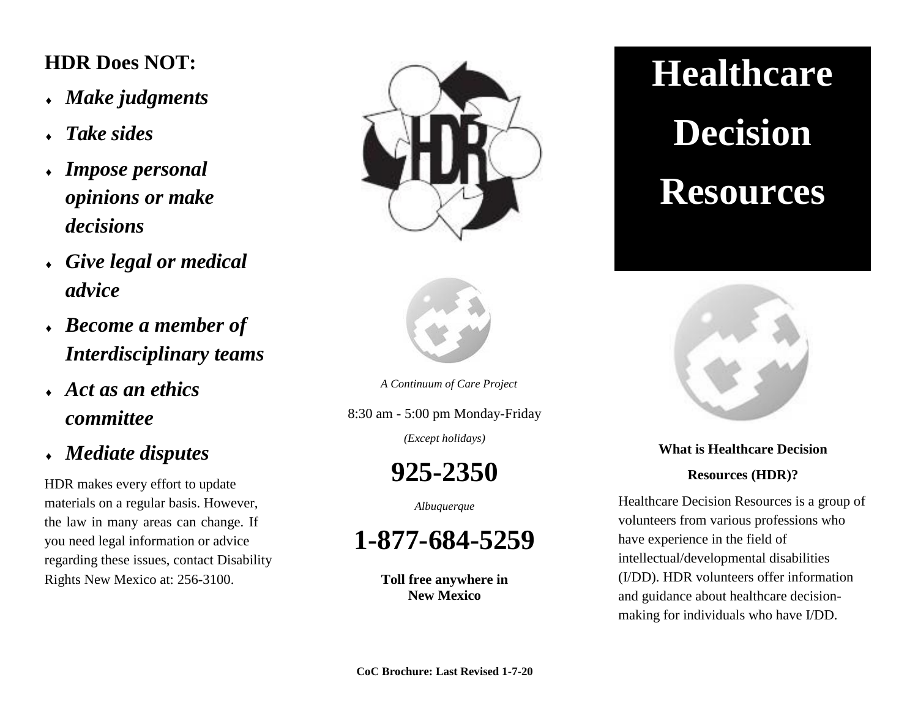## HDR Does NOT:

- ***Make judgments***
- ***Take sides***
- ***Impose personal opinions or make decisions***
- ***Give legal or medical advice***
- ***Become a member of Interdisciplinary teams***
- ***Act as an ethics committee***
- ***Mediate disputes***

HDR makes every effort to update materials on a regular basis. However, the law in many areas can change. If you need legal information or advice regarding these issues, contact Disability Rights New Mexico at: 256-3100.

*A Continuum of Care Project*

8:30 am - 5:00 pm Monday-Friday

*(Except holidays)*

# 925-2350

*Albuquerque*

# 1-877-684-5259

**Toll free anywhere in New Mexico**

**CoC Brochure: Last Revised 1-7-20**

# Healthcare Decision Resources

**What is Healthcare Decision Resources (HDR)?**

Healthcare Decision Resources is a group of volunteers from various professions who have experience in the field of intellectual/developmental disabilities (I/DD). HDR volunteers offer information and guidance about healthcare decision-making for individuals who have I/DD.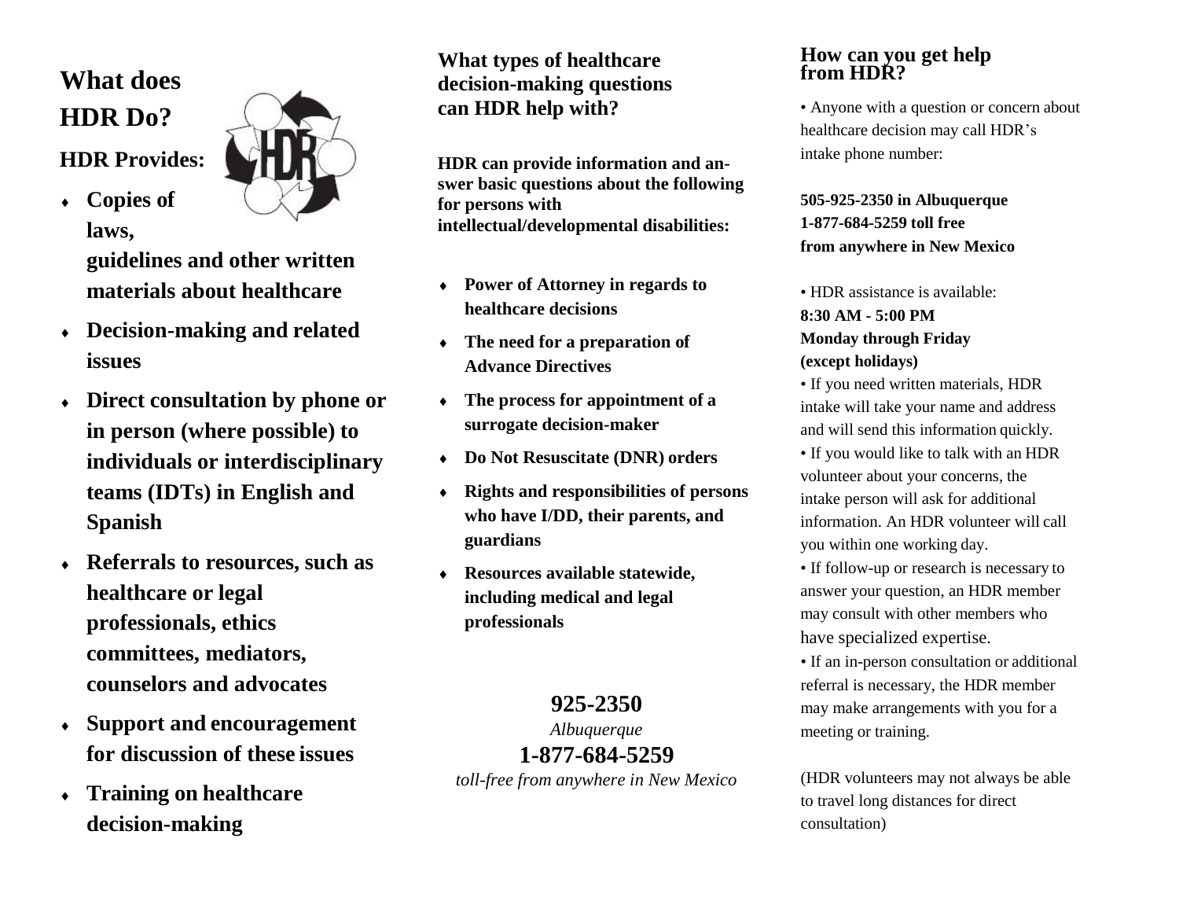# What does HDR Do?

### HDR Provides:

- **Copies of laws, guidelines and other written materials about healthcare**
- **Decision-making and related issues**
- **Direct consultation by phone or in person (where possible) to individuals or interdisciplinary teams (IDTs) in English and Spanish**
- **Referrals to resources, such as healthcare or legal professionals, ethics committees, mediators, counselors and advocates**
- **Support and encouragement for discussion of these issues**
- **Training on healthcare decision-making**

### What types of healthcare decision-making questions can HDR help with?

**HDR can provide information and answer basic questions about the following for persons with intellectual/developmental disabilities:**

- **Power of Attorney in regards to healthcare decisions**
- **The need for a preparation of Advance Directives**
- **The process for appointment of a surrogate decision-maker**
- **Do Not Resuscitate (DNR) orders**
- **Rights and responsibilities of persons who have I/DD, their parents, and guardians**
- **Resources available statewide, including medical and legal professionals**

**925-2350**
*Albuquerque*
**1-877-684-5259**
*toll-free from anywhere in New Mexico*

### How can you get help from HDR?

• Anyone with a question or concern about healthcare decision may call HDR's intake phone number:

**505-925-2350 in Albuquerque**
**1-877-684-5259 toll free**
**from anywhere in New Mexico**

• HDR assistance is available:
**8:30 AM - 5:00 PM**
**Monday through Friday**
**(except holidays)**

• If you need written materials, HDR intake will take your name and address and will send this information quickly.

• If you would like to talk with an HDR volunteer about your concerns, the intake person will ask for additional information. An HDR volunteer will call you within one working day.

• If follow-up or research is necessary to answer your question, an HDR member may consult with other members who have specialized expertise.

• If an in-person consultation or additional referral is necessary, the HDR member may make arrangements with you for a meeting or training.

(HDR volunteers may not always be able to travel long distances for direct consultation)